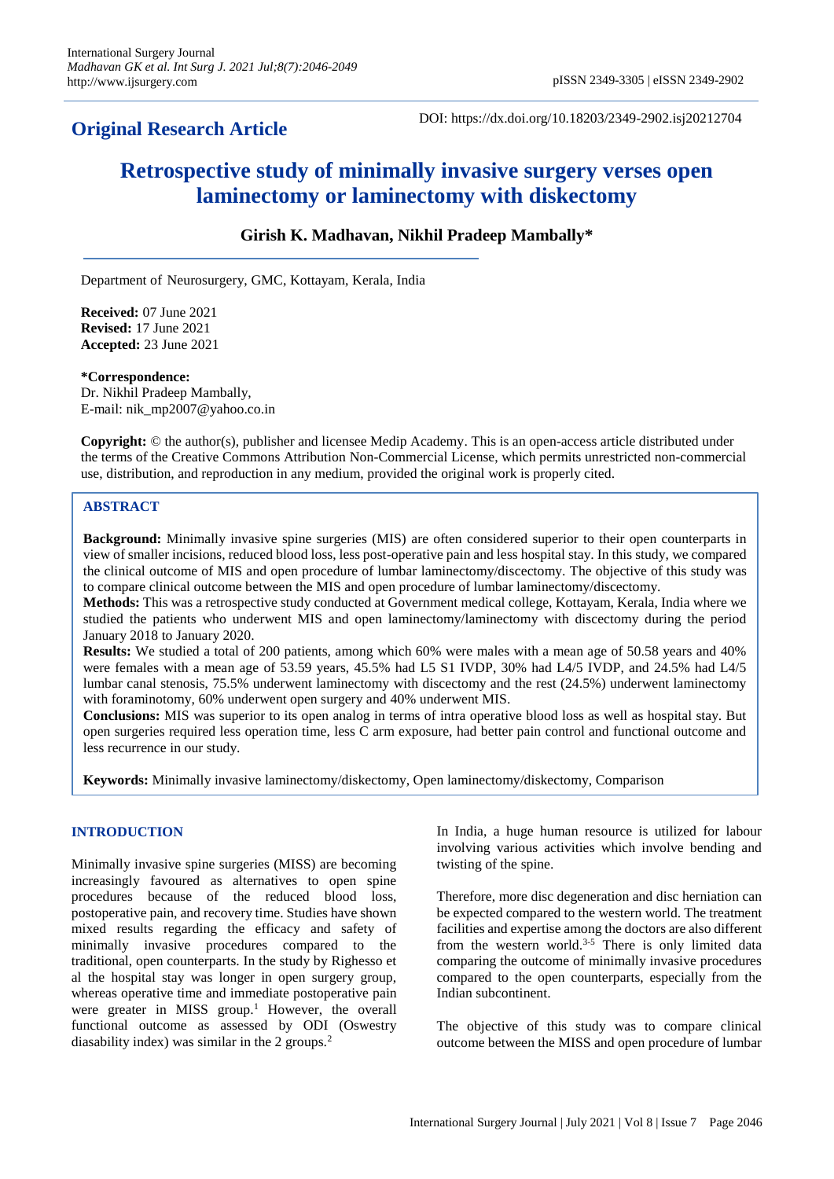**Original Research Article**

DOI: https://dx.doi.org/10.18203/2349-2902.isj20212704

# Retrospective study of minimally invasive surgery verses open laminectomy or laminectomy with diskectomy

**Girish K. Madhavan, Nikhil Pradeep Mambally***

Department of Neurosurgery, GMC, Kottayam, Kerala, India

**Received:** 07 June 2021
**Revised:** 17 June 2021
**Accepted:** 23 June 2021

**\*Correspondence:**
Dr. Nikhil Pradeep Mambally,
E-mail: nik_mp2007@yahoo.co.in

**Copyright:** © the author(s), publisher and licensee Medip Academy. This is an open-access article distributed under the terms of the Creative Commons Attribution Non-Commercial License, which permits unrestricted non-commercial use, distribution, and reproduction in any medium, provided the original work is properly cited.

## ABSTRACT

**Background:** Minimally invasive spine surgeries (MIS) are often considered superior to their open counterparts in view of smaller incisions, reduced blood loss, less post-operative pain and less hospital stay. In this study, we compared the clinical outcome of MIS and open procedure of lumbar laminectomy/discectomy. The objective of this study was to compare clinical outcome between the MIS and open procedure of lumbar laminectomy/discectomy.

**Methods:** This was a retrospective study conducted at Government medical college, Kottayam, Kerala, India where we studied the patients who underwent MIS and open laminectomy/laminectomy with discectomy during the period January 2018 to January 2020.

**Results:** We studied a total of 200 patients, among which 60% were males with a mean age of 50.58 years and 40% were females with a mean age of 53.59 years, 45.5% had L5 S1 IVDP, 30% had L4/5 IVDP, and 24.5% had L4/5 lumbar canal stenosis, 75.5% underwent laminectomy with discectomy and the rest (24.5%) underwent laminectomy with foraminotomy, 60% underwent open surgery and 40% underwent MIS.

**Conclusions:** MIS was superior to its open analog in terms of intra operative blood loss as well as hospital stay. But open surgeries required less operation time, less C arm exposure, had better pain control and functional outcome and less recurrence in our study.

**Keywords:** Minimally invasive laminectomy/diskectomy, Open laminectomy/diskectomy, Comparison

## INTRODUCTION

Minimally invasive spine surgeries (MISS) are becoming increasingly favoured as alternatives to open spine procedures because of the reduced blood loss, postoperative pain, and recovery time. Studies have shown mixed results regarding the efficacy and safety of minimally invasive procedures compared to the traditional, open counterparts. In the study by Righesso et al the hospital stay was longer in open surgery group, whereas operative time and immediate postoperative pain were greater in MISS group.[1] However, the overall functional outcome as assessed by ODI (Oswestry diasability index) was similar in the 2 groups.[2]

In India, a huge human resource is utilized for labour involving various activities which involve bending and twisting of the spine.

Therefore, more disc degeneration and disc herniation can be expected compared to the western world. The treatment facilities and expertise among the doctors are also different from the western world.[3-5] There is only limited data comparing the outcome of minimally invasive procedures compared to the open counterparts, especially from the Indian subcontinent.

The objective of this study was to compare clinical outcome between the MISS and open procedure of lumbar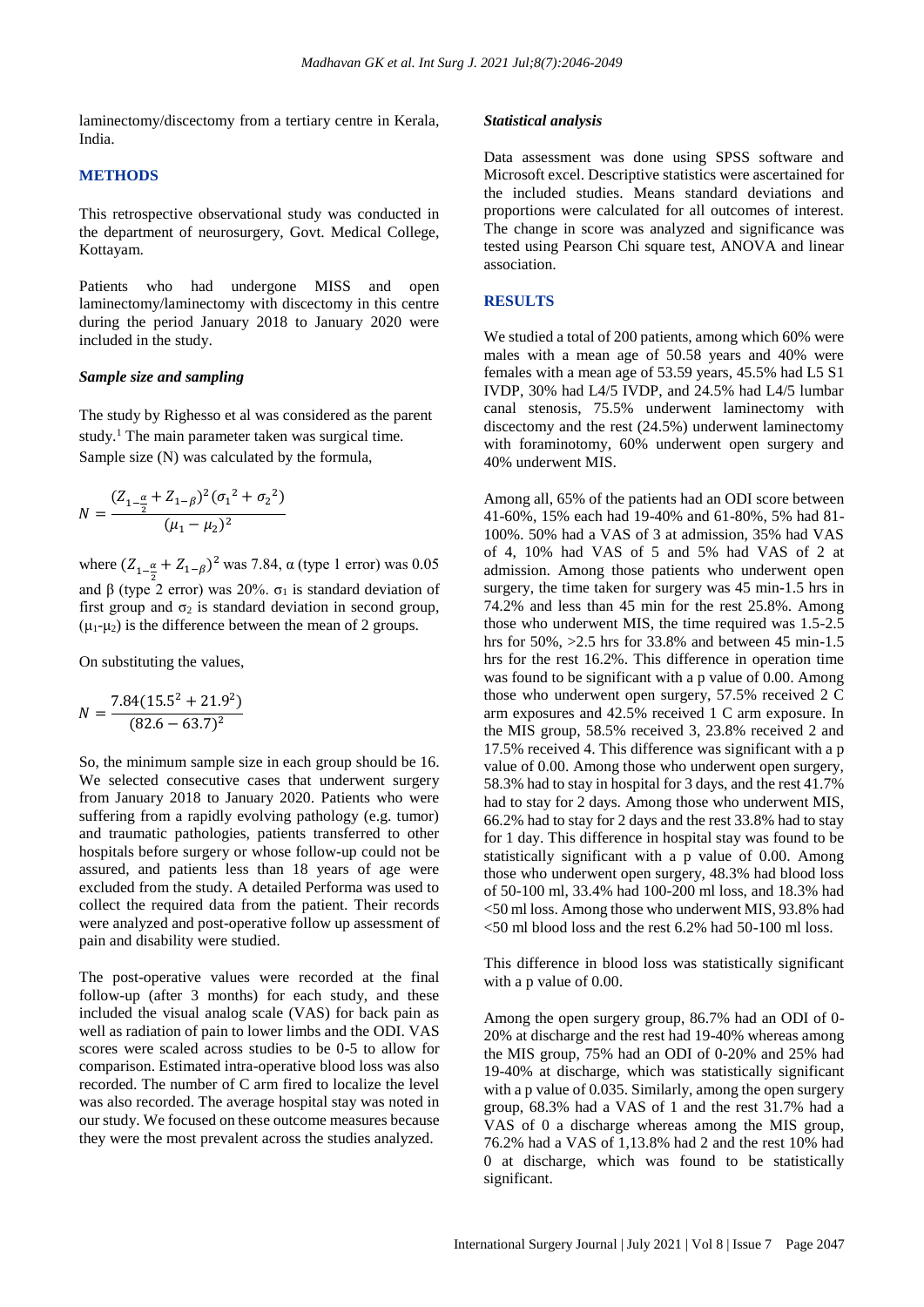laminectomy/discectomy from a tertiary centre in Kerala, India.

## METHODS

This retrospective observational study was conducted in the department of neurosurgery, Govt. Medical College, Kottayam.

Patients who had undergone MISS and open laminectomy/laminectomy with discectomy in this centre during the period January 2018 to January 2020 were included in the study.

### *Sample size and sampling*

The study by Righesso et al was considered as the parent study.[1] The main parameter taken was surgical time. Sample size (N) was calculated by the formula,

$$N = \frac{(Z_{1-\frac{\alpha}{2}} + Z_{1-\beta})^2(\sigma_1{}^2 + \sigma_2{}^2)}{(\mu_1 - \mu_2)^2}$$

where $(Z_{1-\frac{\alpha}{2}} + Z_{1-\beta})^2$ was 7.84, $\alpha$ (type 1 error) was 0.05 and $\beta$ (type 2 error) was 20%. $\sigma_1$ is standard deviation of first group and $\sigma_2$ is standard deviation in second group, ($\mu_1$-$\mu_2$) is the difference between the mean of 2 groups.

On substituting the values,

$$N = \frac{7.84(15.5^2 + 21.9^2)}{(82.6 - 63.7)^2}$$

So, the minimum sample size in each group should be 16. We selected consecutive cases that underwent surgery from January 2018 to January 2020. Patients who were suffering from a rapidly evolving pathology (e.g. tumor) and traumatic pathologies, patients transferred to other hospitals before surgery or whose follow-up could not be assured, and patients less than 18 years of age were excluded from the study. A detailed Performa was used to collect the required data from the patient. Their records were analyzed and post-operative follow up assessment of pain and disability were studied.

The post-operative values were recorded at the final follow-up (after 3 months) for each study, and these included the visual analog scale (VAS) for back pain as well as radiation of pain to lower limbs and the ODI. VAS scores were scaled across studies to be 0-5 to allow for comparison. Estimated intra-operative blood loss was also recorded. The number of C arm fired to localize the level was also recorded. The average hospital stay was noted in our study. We focused on these outcome measures because they were the most prevalent across the studies analyzed.

### *Statistical analysis*

Data assessment was done using SPSS software and Microsoft excel. Descriptive statistics were ascertained for the included studies. Means standard deviations and proportions were calculated for all outcomes of interest. The change in score was analyzed and significance was tested using Pearson Chi square test, ANOVA and linear association.

## RESULTS

We studied a total of 200 patients, among which 60% were males with a mean age of 50.58 years and 40% were females with a mean age of 53.59 years, 45.5% had L5 S1 IVDP, 30% had L4/5 IVDP, and 24.5% had L4/5 lumbar canal stenosis, 75.5% underwent laminectomy with discectomy and the rest (24.5%) underwent laminectomy with foraminotomy, 60% underwent open surgery and 40% underwent MIS.

Among all, 65% of the patients had an ODI score between 41-60%, 15% each had 19-40% and 61-80%, 5% had 81-100%. 50% had a VAS of 3 at admission, 35% had VAS of 4, 10% had VAS of 5 and 5% had VAS of 2 at admission. Among those patients who underwent open surgery, the time taken for surgery was 45 min-1.5 hrs in 74.2% and less than 45 min for the rest 25.8%. Among those who underwent MIS, the time required was 1.5-2.5 hrs for 50%, >2.5 hrs for 33.8% and between 45 min-1.5 hrs for the rest 16.2%. This difference in operation time was found to be significant with a p value of 0.00. Among those who underwent open surgery, 57.5% received 2 C arm exposures and 42.5% received 1 C arm exposure. In the MIS group, 58.5% received 3, 23.8% received 2 and 17.5% received 4. This difference was significant with a p value of 0.00. Among those who underwent open surgery, 58.3% had to stay in hospital for 3 days, and the rest 41.7% had to stay for 2 days. Among those who underwent MIS, 66.2% had to stay for 2 days and the rest 33.8% had to stay for 1 day. This difference in hospital stay was found to be statistically significant with a p value of 0.00. Among those who underwent open surgery, 48.3% had blood loss of 50-100 ml, 33.4% had 100-200 ml loss, and 18.3% had <50 ml loss. Among those who underwent MIS, 93.8% had <50 ml blood loss and the rest 6.2% had 50-100 ml loss.

This difference in blood loss was statistically significant with a p value of 0.00.

Among the open surgery group, 86.7% had an ODI of 0-20% at discharge and the rest had 19-40% whereas among the MIS group, 75% had an ODI of 0-20% and 25% had 19-40% at discharge, which was statistically significant with a p value of 0.035. Similarly, among the open surgery group, 68.3% had a VAS of 1 and the rest 31.7% had a VAS of 0 a discharge whereas among the MIS group, 76.2% had a VAS of 1,13.8% had 2 and the rest 10% had 0 at discharge, which was found to be statistically significant.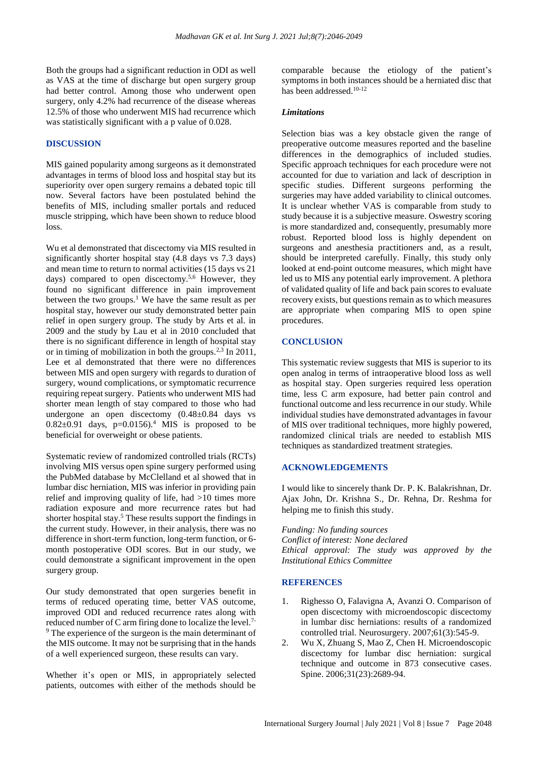Both the groups had a significant reduction in ODI as well as VAS at the time of discharge but open surgery group had better control. Among those who underwent open surgery, only 4.2% had recurrence of the disease whereas 12.5% of those who underwent MIS had recurrence which was statistically significant with a p value of 0.028.

## DISCUSSION

MIS gained popularity among surgeons as it demonstrated advantages in terms of blood loss and hospital stay but its superiority over open surgery remains a debated topic till now. Several factors have been postulated behind the benefits of MIS, including smaller portals and reduced muscle stripping, which have been shown to reduce blood loss.

Wu et al demonstrated that discectomy via MIS resulted in significantly shorter hospital stay (4.8 days vs 7.3 days) and mean time to return to normal activities (15 days vs 21 days) compared to open discectomy.[5,6] However, they found no significant difference in pain improvement between the two groups.[1] We have the same result as per hospital stay, however our study demonstrated better pain relief in open surgery group. The study by Arts et al. in 2009 and the study by Lau et al in 2010 concluded that there is no significant difference in length of hospital stay or in timing of mobilization in both the groups.[2,3] In 2011, Lee et al demonstrated that there were no differences between MIS and open surgery with regards to duration of surgery, wound complications, or symptomatic recurrence requiring repeat surgery. Patients who underwent MIS had shorter mean length of stay compared to those who had undergone an open discectomy (0.48±0.84 days vs 0.82±0.91 days, p=0.0156).[4] MIS is proposed to be beneficial for overweight or obese patients.

Systematic review of randomized controlled trials (RCTs) involving MIS versus open spine surgery performed using the PubMed database by McClelland et al showed that in lumbar disc herniation, MIS was inferior in providing pain relief and improving quality of life, had >10 times more radiation exposure and more recurrence rates but had shorter hospital stay.[5] These results support the findings in the current study. However, in their analysis, there was no difference in short-term function, long-term function, or 6-month postoperative ODI scores. But in our study, we could demonstrate a significant improvement in the open surgery group.

Our study demonstrated that open surgeries benefit in terms of reduced operating time, better VAS outcome, improved ODI and reduced recurrence rates along with reduced number of C arm firing done to localize the level.[7-9] The experience of the surgeon is the main determinant of the MIS outcome. It may not be surprising that in the hands of a well experienced surgeon, these results can vary.

Whether it's open or MIS, in appropriately selected patients, outcomes with either of the methods should be comparable because the etiology of the patient's symptoms in both instances should be a herniated disc that has been addressed.[10-12]

### *Limitations*

Selection bias was a key obstacle given the range of preoperative outcome measures reported and the baseline differences in the demographics of included studies. Specific approach techniques for each procedure were not accounted for due to variation and lack of description in specific studies. Different surgeons performing the surgeries may have added variability to clinical outcomes. It is unclear whether VAS is comparable from study to study because it is a subjective measure. Oswestry scoring is more standardized and, consequently, presumably more robust. Reported blood loss is highly dependent on surgeons and anesthesia practitioners and, as a result, should be interpreted carefully. Finally, this study only looked at end-point outcome measures, which might have led us to MIS any potential early improvement. A plethora of validated quality of life and back pain scores to evaluate recovery exists, but questions remain as to which measures are appropriate when comparing MIS to open spine procedures.

## CONCLUSION

This systematic review suggests that MIS is superior to its open analog in terms of intraoperative blood loss as well as hospital stay. Open surgeries required less operation time, less C arm exposure, had better pain control and functional outcome and less recurrence in our study. While individual studies have demonstrated advantages in favour of MIS over traditional techniques, more highly powered, randomized clinical trials are needed to establish MIS techniques as standardized treatment strategies.

## ACKNOWLEDGEMENTS

I would like to sincerely thank Dr. P. K. Balakrishnan, Dr. Ajax John, Dr. Krishna S., Dr. Rehna, Dr. Reshma for helping me to finish this study.

*Funding: No funding sources*
*Conflict of interest: None declared*
*Ethical approval: The study was approved by the Institutional Ethics Committee*

## REFERENCES

1. Righesso O, Falavigna A, Avanzi O. Comparison of open discectomy with microendoscopic discectomy in lumbar disc herniations: results of a randomized controlled trial. Neurosurgery. 2007;61(3):545-9.
2. Wu X, Zhuang S, Mao Z, Chen H. Microendoscopic discectomy for lumbar disc herniation: surgical technique and outcome in 873 consecutive cases. Spine. 2006;31(23):2689-94.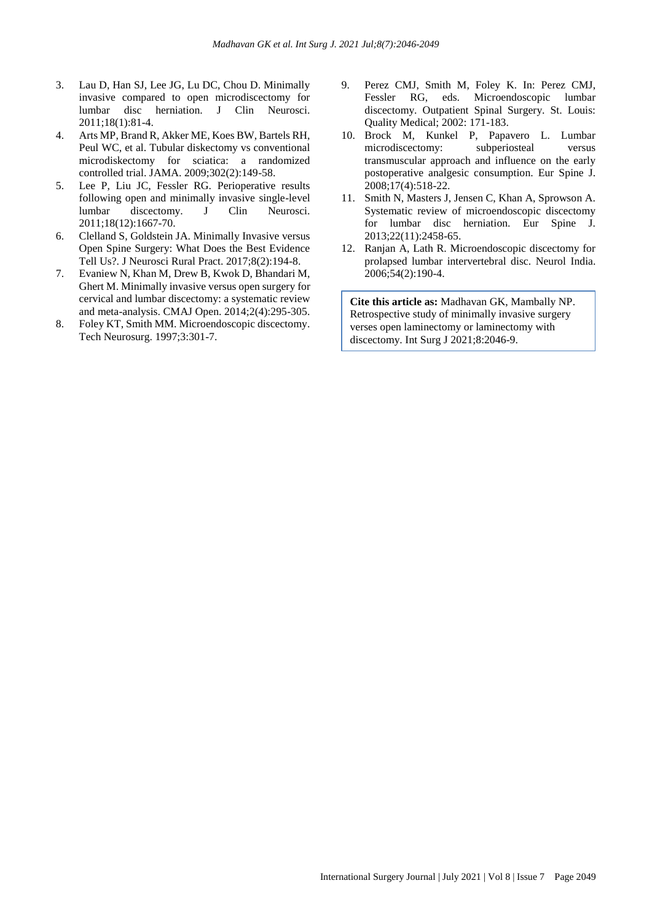3. Lau D, Han SJ, Lee JG, Lu DC, Chou D. Minimally invasive compared to open microdiscectomy for lumbar disc herniation. J Clin Neurosci. 2011;18(1):81-4.
4. Arts MP, Brand R, Akker ME, Koes BW, Bartels RH, Peul WC, et al. Tubular diskectomy vs conventional microdiskectomy for sciatica: a randomized controlled trial. JAMA. 2009;302(2):149-58.
5. Lee P, Liu JC, Fessler RG. Perioperative results following open and minimally invasive single-level lumbar discectomy. J Clin Neurosci. 2011;18(12):1667-70.
6. Clelland S, Goldstein JA. Minimally Invasive versus Open Spine Surgery: What Does the Best Evidence Tell Us?. J Neurosci Rural Pract. 2017;8(2):194-8.
7. Evaniew N, Khan M, Drew B, Kwok D, Bhandari M, Ghert M. Minimally invasive versus open surgery for cervical and lumbar discectomy: a systematic review and meta-analysis. CMAJ Open. 2014;2(4):295-305.
8. Foley KT, Smith MM. Microendoscopic discectomy. Tech Neurosurg. 1997;3:301-7.
9. Perez CMJ, Smith M, Foley K. In: Perez CMJ, Fessler RG, eds. Microendoscopic lumbar discectomy. Outpatient Spinal Surgery. St. Louis: Quality Medical; 2002: 171-183.
10. Brock M, Kunkel P, Papavero L. Lumbar microdiscectomy: subperiosteal versus transmuscular approach and influence on the early postoperative analgesic consumption. Eur Spine J. 2008;17(4):518-22.
11. Smith N, Masters J, Jensen C, Khan A, Sprowson A. Systematic review of microendoscopic discectomy for lumbar disc herniation. Eur Spine J. 2013;22(11):2458-65.
12. Ranjan A, Lath R. Microendoscopic discectomy for prolapsed lumbar intervertebral disc. Neurol India. 2006;54(2):190-4.

**Cite this article as:** Madhavan GK, Mambally NP. Retrospective study of minimally invasive surgery verses open laminectomy or laminectomy with discectomy. Int Surg J 2021;8:2046-9.